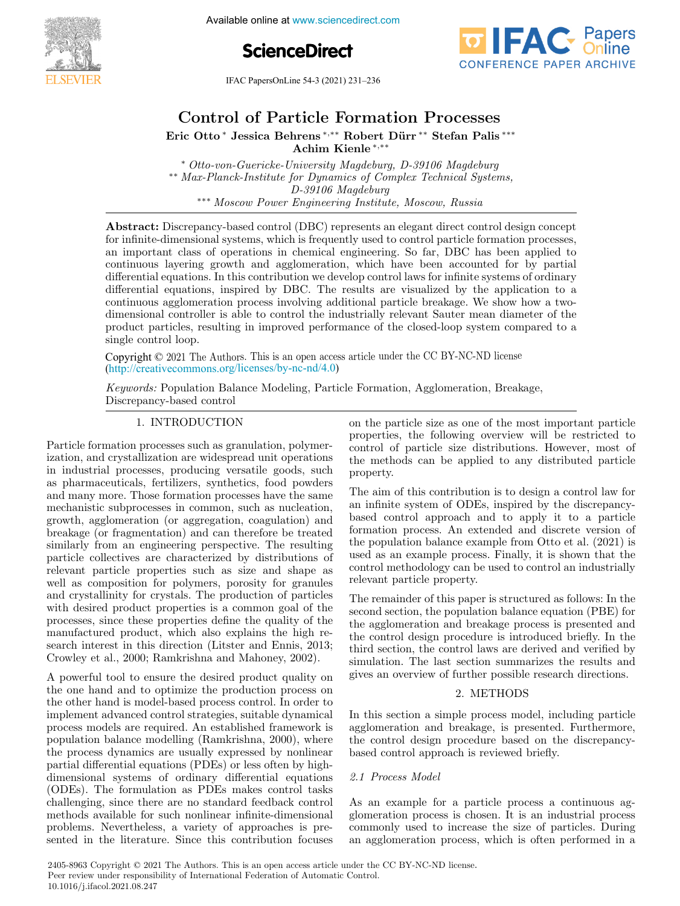# Control of Particle Formation Processes

**Eric Otto** [*] **Jessica Behrens** [*,**] **Robert Dürr** [**] **Stefan Palis** [***] **Achim Kienle** [*,**]

[*] *Otto-von-Guericke-University Magdeburg, D-39106 Magdeburg*
[**] *Max-Planck-Institute for Dynamics of Complex Technical Systems, D-39106 Magdeburg*
[***] *Moscow Power Engineering Institute, Moscow, Russia*

**Abstract:** Discrepancy-based control (DBC) represents an elegant direct control design concept for infinite-dimensional systems, which is frequently used to control particle formation processes, an important class of operations in chemical engineering. So far, DBC has been applied to continuous layering growth and agglomeration, which have been accounted for by partial differential equations. In this contribution we develop control laws for infinite systems of ordinary differential equations, inspired by DBC. The results are visualized by the application to a continuous agglomeration process involving additional particle breakage. We show how a two-dimensional controller is able to control the industrially relevant Sauter mean diameter of the product particles, resulting in improved performance of the closed-loop system compared to a single control loop.

Copyright © 2021 The Authors. This is an open access article under the CC BY-NC-ND license (http://creativecommons.org/licenses/by-nc-nd/4.0)

*Keywords:* Population Balance Modeling, Particle Formation, Agglomeration, Breakage, Discrepancy-based control

## 1. INTRODUCTION

Particle formation processes such as granulation, polymerization, and crystallization are widespread unit operations in industrial processes, producing versatile goods, such as pharmaceuticals, fertilizers, synthetics, food powders and many more. Those formation processes have the same mechanistic subprocesses in common, such as nucleation, growth, agglomeration (or aggregation, coagulation) and breakage (or fragmentation) and can therefore be treated similarly from an engineering perspective. The resulting particle collectives are characterized by distributions of relevant particle properties such as size and shape as well as composition for polymers, porosity for granules and crystallinity for crystals. The production of particles with desired product properties is a common goal of the processes, since these properties define the quality of the manufactured product, which also explains the high research interest in this direction (Litster and Ennis, 2013; Crowley et al., 2000; Ramkrishna and Mahoney, 2002).

A powerful tool to ensure the desired product quality on the one hand and to optimize the production process on the other hand is model-based process control. In order to implement advanced control strategies, suitable dynamical process models are required. An established framework is population balance modelling (Ramkrishna, 2000), where the process dynamics are usually expressed by nonlinear partial differential equations (PDEs) or less often by high-dimensional systems of ordinary differential equations (ODEs). The formulation as PDEs makes control tasks challenging, since there are no standard feedback control methods available for such nonlinear infinite-dimensional problems. Nevertheless, a variety of approaches is presented in the literature. Since this contribution focuses on the particle size as one of the most important particle properties, the following overview will be restricted to control of particle size distributions. However, most of the methods can be applied to any distributed particle property.

The aim of this contribution is to design a control law for an infinite system of ODEs, inspired by the discrepancy-based control approach and to apply it to a particle formation process. An extended and discrete version of the population balance example from Otto et al. (2021) is used as an example process. Finally, it is shown that the control methodology can be used to control an industrially relevant particle property.

The remainder of this paper is structured as follows: In the second section, the population balance equation (PBE) for the agglomeration and breakage process is presented and the control design procedure is introduced briefly. In the third section, the control laws are derived and verified by simulation. The last section summarizes the results and gives an overview of further possible research directions.

## 2. METHODS

In this section a simple process model, including particle agglomeration and breakage, is presented. Furthermore, the control design procedure based on the discrepancy-based control approach is reviewed briefly.

### 2.1 Process Model

As an example for a particle process a continuous agglomeration process is chosen. It is an industrial process commonly used to increase the size of particles. During an agglomeration process, which is often performed in a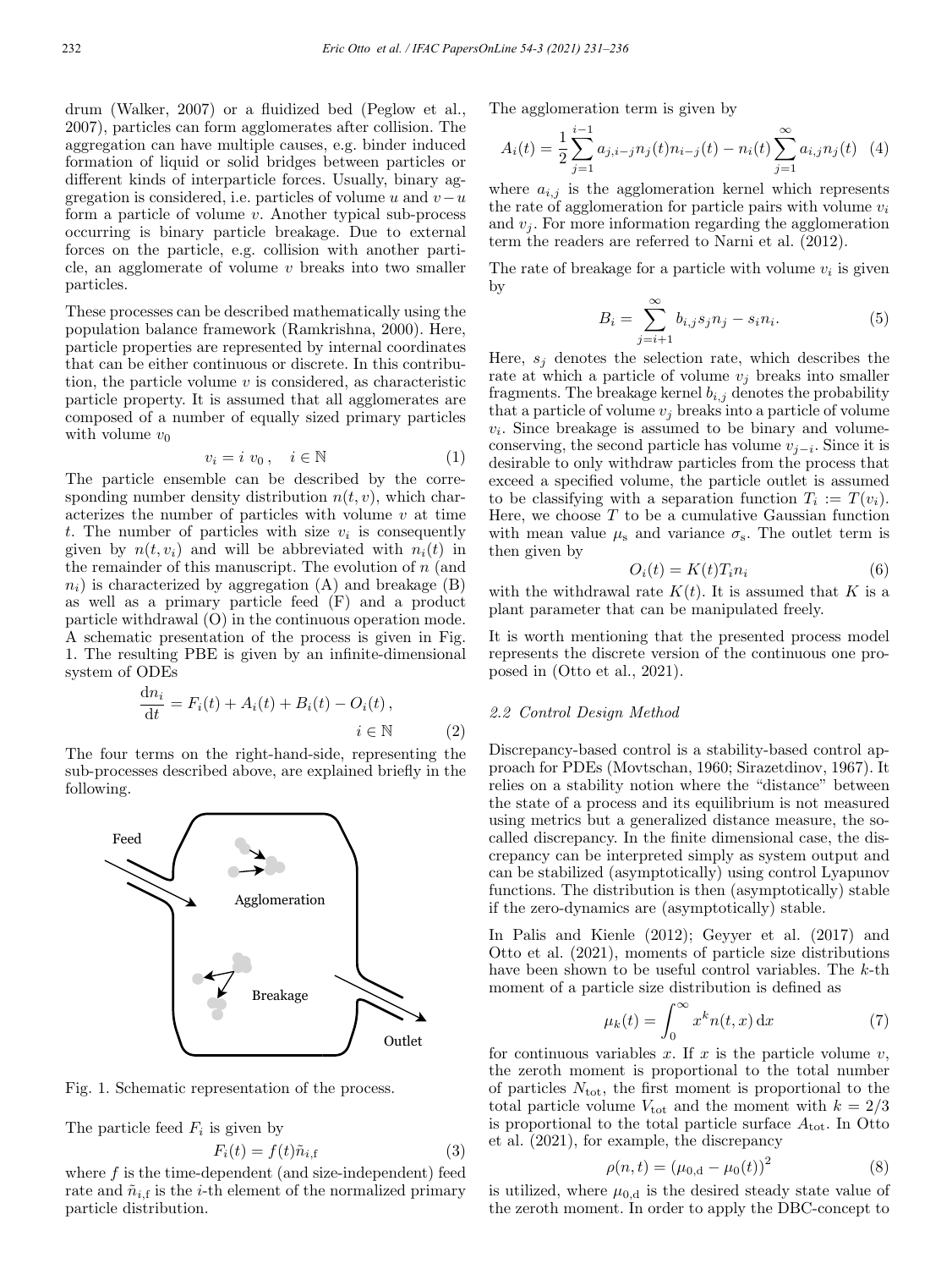drum (Walker, 2007) or a fluidized bed (Peglow et al., 2007), particles can form agglomerates after collision. The aggregation can have multiple causes, e.g. binder induced formation of liquid or solid bridges between particles or different kinds of interparticle forces. Usually, binary aggregation is considered, i.e. particles of volume $u$ and $v-u$ form a particle of volume $v$. Another typical sub-process occurring is binary particle breakage. Due to external forces on the particle, e.g. collision with another particle, an agglomerate of volume $v$ breaks into two smaller particles.

These processes can be described mathematically using the population balance framework (Ramkrishna, 2000). Here, particle properties are represented by internal coordinates that can be either continuous or discrete. In this contribution, the particle volume $v$ is considered, as characteristic particle property. It is assumed that all agglomerates are composed of a number of equally sized primary particles with volume $v_0$

$$v_i = i\ v_0\,, \quad i \in \mathbb{N} \tag{1}$$

The particle ensemble can be described by the corresponding number density distribution $n(t, v)$, which characterizes the number of particles with volume $v$ at time $t$. The number of particles with size $v_i$ is consequently given by $n(t, v_i)$ and will be abbreviated with $n_i(t)$ in the remainder of this manuscript. The evolution of $n$ (and $n_i$) is characterized by aggregation (A) and breakage (B) as well as a primary particle feed (F) and a product particle withdrawal (O) in the continuous operation mode. A schematic presentation of the process is given in Fig. 1. The resulting PBE is given by an infinite-dimensional system of ODEs

$$\frac{\mathrm{d}n_i}{\mathrm{d}t} = F_i(t) + A_i(t) + B_i(t) - O_i(t)\,, \qquad i \in \mathbb{N} \tag{2}$$

The four terms on the right-hand-side, representing the sub-processes described above, are explained briefly in the following.

Fig. 1. Schematic representation of the process.

The particle feed $F_i$ is given by

$$F_i(t) = f(t)\tilde{n}_{i,\mathrm{f}} \tag{3}$$

where $f$ is the time-dependent (and size-independent) feed rate and $\tilde{n}_{i,\mathrm{f}}$ is the $i$-th element of the normalized primary particle distribution.

The agglomeration term is given by

$$A_i(t) = \frac{1}{2}\sum_{j=1}^{i-1} a_{j,i-j} n_j(t) n_{i-j}(t) - n_i(t)\sum_{j=1}^{\infty} a_{i,j} n_j(t) \tag{4}$$

where $a_{i,j}$ is the agglomeration kernel which represents the rate of agglomeration for particle pairs with volume $v_i$ and $v_j$. For more information regarding the agglomeration term the readers are referred to Narni et al. (2012).

The rate of breakage for a particle with volume $v_i$ is given by

$$B_i = \sum_{j=i+1}^{\infty} b_{i,j} s_j n_j - s_i n_i. \tag{5}$$

Here, $s_j$ denotes the selection rate, which describes the rate at which a particle of volume $v_j$ breaks into smaller fragments. The breakage kernel $b_{i,j}$ denotes the probability that a particle of volume $v_j$ breaks into a particle of volume $v_i$. Since breakage is assumed to be binary and volume-conserving, the second particle has volume $v_{j-i}$. Since it is desirable to only withdraw particles from the process that exceed a specified volume, the particle outlet is assumed to be classifying with a separation function $T_i := T(v_i)$. Here, we choose $T$ to be a cumulative Gaussian function with mean value $\mu_\mathrm{s}$ and variance $\sigma_\mathrm{s}$. The outlet term is then given by

$$O_i(t) = K(t) T_i n_i \tag{6}$$

with the withdrawal rate $K(t)$. It is assumed that $K$ is a plant parameter that can be manipulated freely.

It is worth mentioning that the presented process model represents the discrete version of the continuous one proposed in (Otto et al., 2021).

### 2.2 Control Design Method

Discrepancy-based control is a stability-based control approach for PDEs (Movtschan, 1960; Sirazetdinov, 1967). It relies on a stability notion where the "distance" between the state of a process and its equilibrium is not measured using metrics but a generalized distance measure, the so-called discrepancy. In the finite dimensional case, the discrepancy can be interpreted simply as system output and can be stabilized (asymptotically) using control Lyapunov functions. The distribution is then (asymptotically) stable if the zero-dynamics are (asymptotically) stable.

In Palis and Kienle (2012); Geyyer et al. (2017) and Otto et al. (2021), moments of particle size distributions have been shown to be useful control variables. The $k$-th moment of a particle size distribution is defined as

$$\mu_k(t) = \int_0^\infty x^k n(t, x)\,\mathrm{d}x \tag{7}$$

for continuous variables $x$. If $x$ is the particle volume $v$, the zeroth moment is proportional to the total number of particles $N_\mathrm{tot}$, the first moment is proportional to the total particle volume $V_\mathrm{tot}$ and the moment with $k = 2/3$ is proportional to the total particle surface $A_\mathrm{tot}$. In Otto et al. (2021), for example, the discrepancy

$$\rho(n, t) = (\mu_{0,\mathrm{d}} - \mu_0(t))^2 \tag{8}$$

is utilized, where $\mu_{0,\mathrm{d}}$ is the desired steady state value of the zeroth moment. In order to apply the DBC-concept to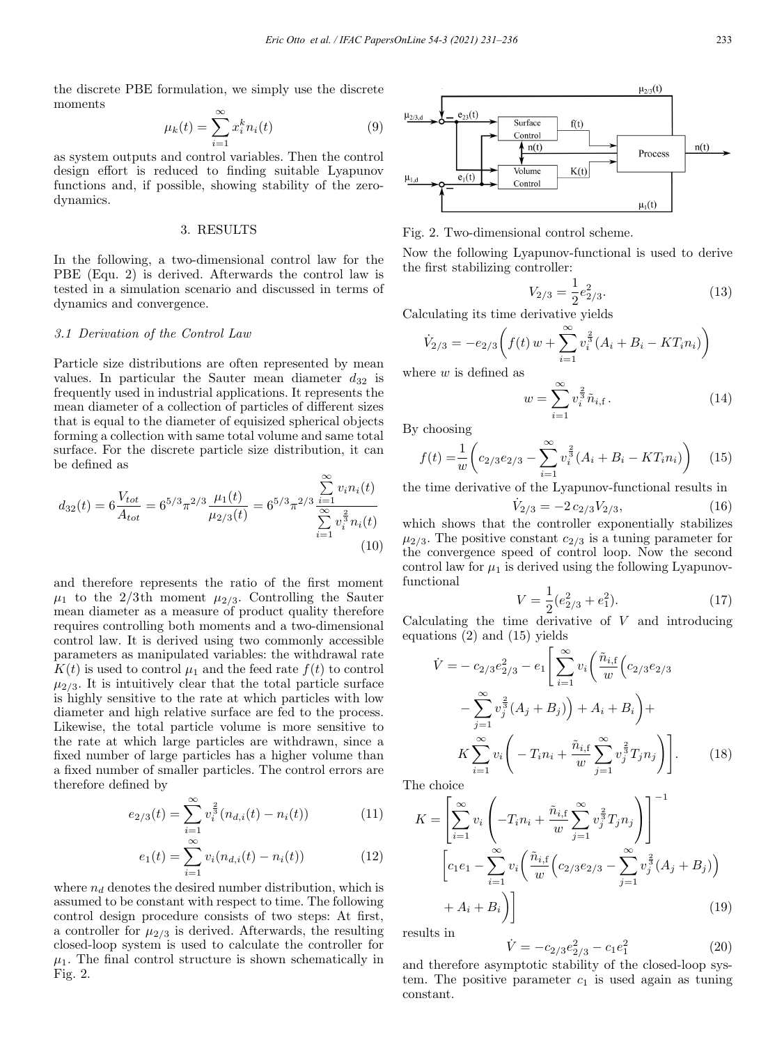the discrete PBE formulation, we simply use the discrete moments

$$\mu_k(t) = \sum_{i=1}^{\infty} x_i^k n_i(t) \tag{9}$$

as system outputs and control variables. Then the control design effort is reduced to finding suitable Lyapunov functions and, if possible, showing stability of the zero-dynamics.

## 3. RESULTS

In the following, a two-dimensional control law for the PBE (Equ. 2) is derived. Afterwards the control law is tested in a simulation scenario and discussed in terms of dynamics and convergence.

### 3.1 Derivation of the Control Law

Particle size distributions are often represented by mean values. In particular the Sauter mean diameter $d_{32}$ is frequently used in industrial applications. It represents the mean diameter of a collection of particles of different sizes that is equal to the diameter of equisized spherical objects forming a collection with same total volume and same total surface. For the discrete particle size distribution, it can be defined as

$$d_{32}(t) = 6\frac{V_{tot}}{A_{tot}} = 6^{5/3}\pi^{2/3}\frac{\mu_1(t)}{\mu_{2/3}(t)} = 6^{5/3}\pi^{2/3}\frac{\sum_{i=1}^{\infty} v_i n_i(t)}{\sum_{i=1}^{\infty} v_i^{\frac{2}{3}} n_i(t)} \tag{10}$$

and therefore represents the ratio of the first moment $\mu_1$ to the 2/3th moment $\mu_{2/3}$. Controlling the Sauter mean diameter as a measure of product quality therefore requires controlling both moments and a two-dimensional control law. It is derived using two commonly accessible parameters as manipulated variables: the withdrawal rate $K(t)$ is used to control $\mu_1$ and the feed rate $f(t)$ to control $\mu_{2/3}$. It is intuitively clear that the total particle surface is highly sensitive to the rate at which particles with low diameter and high relative surface are fed to the process. Likewise, the total particle volume is more sensitive to the rate at which large particles are withdrawn, since a fixed number of large particles has a higher volume than a fixed number of smaller particles. The control errors are therefore defined by

$$e_{2/3}(t) = \sum_{i=1}^{\infty} v_i^{\frac{2}{3}}(n_{d,i}(t) - n_i(t)) \tag{11}$$

$$e_1(t) = \sum_{i=1}^{\infty} v_i(n_{d,i}(t) - n_i(t)) \tag{12}$$

where $n_d$ denotes the desired number distribution, which is assumed to be constant with respect to time. The following control design procedure consists of two steps: At first, a controller for $\mu_{2/3}$ is derived. Afterwards, the resulting closed-loop system is used to calculate the controller for $\mu_1$. The final control structure is shown schematically in Fig. 2.

Fig. 2. Two-dimensional control scheme.

Now the following Lyapunov-functional is used to derive the first stabilizing controller:

$$V_{2/3} = \frac{1}{2}e_{2/3}^2. \tag{13}$$

Calculating its time derivative yields

$$\dot{V}_{2/3} = -e_{2/3}\bigg(f(t)\,w + \sum_{i=1}^{\infty} v_i^{\frac{2}{3}}(A_i + B_i - KT_i n_i)\bigg)$$

where $w$ is defined as

$$w = \sum_{i=1}^{\infty} v_i^{\frac{2}{3}} \tilde{n}_{i,\mathrm{f}}\,. \tag{14}$$

By choosing

$$f(t) = \frac{1}{w}\bigg(c_{2/3}e_{2/3} - \sum_{i=1}^{\infty} v_i^{\frac{2}{3}}(A_i + B_i - KT_i n_i)\bigg) \tag{15}$$

the time derivative of the Lyapunov-functional results in

$$\dot{V}_{2/3} = -2\,c_{2/3}V_{2/3}, \tag{16}$$

which shows that the controller exponentially stabilizes $\mu_{2/3}$. The positive constant $c_{2/3}$ is a tuning parameter for the convergence speed of control loop. Now the second control law for $\mu_1$ is derived using the following Lyapunov-functional

$$V = \frac{1}{2}(e_{2/3}^2 + e_1^2). \tag{17}$$

Calculating the time derivative of $V$ and introducing equations (2) and (15) yields

$$\begin{aligned}\dot{V} = &-c_{2/3}e_{2/3}^2 - e_1\Bigg[\sum_{i=1}^{\infty} v_i\bigg(\frac{\tilde{n}_{i,\mathrm{f}}}{w}\Big(c_{2/3}e_{2/3} \\ &- \sum_{j=1}^{\infty} v_j^{\frac{2}{3}}(A_j + B_j)\Big) + A_i + B_i\bigg) + \\ &K\sum_{i=1}^{\infty} v_i\bigg(-T_i n_i + \frac{\tilde{n}_{i,\mathrm{f}}}{w}\sum_{j=1}^{\infty} v_j^{\frac{2}{3}} T_j n_j\bigg)\Bigg]. \end{aligned} \tag{18}$$

The choice

$$\begin{aligned}K = &\left[\sum_{i=1}^{\infty} v_i\left(-T_i n_i + \frac{\tilde{n}_{i,\mathrm{f}}}{w}\sum_{j=1}^{\infty} v_j^{\frac{2}{3}} T_j n_j\right)\right]^{-1} \\ &\Bigg[c_1 e_1 - \sum_{i=1}^{\infty} v_i\bigg(\frac{\tilde{n}_{i,\mathrm{f}}}{w}\Big(c_{2/3}e_{2/3} - \sum_{j=1}^{\infty} v_j^{\frac{2}{3}}(A_j + B_j)\Big) \\ &+ A_i + B_i\bigg)\Bigg] \end{aligned} \tag{19}$$

results in

$$\dot{V} = -c_{2/3}e_{2/3}^2 - c_1 e_1^2 \tag{20}$$

and therefore asymptotic stability of the closed-loop system. The positive parameter $c_1$ is used again as tuning constant.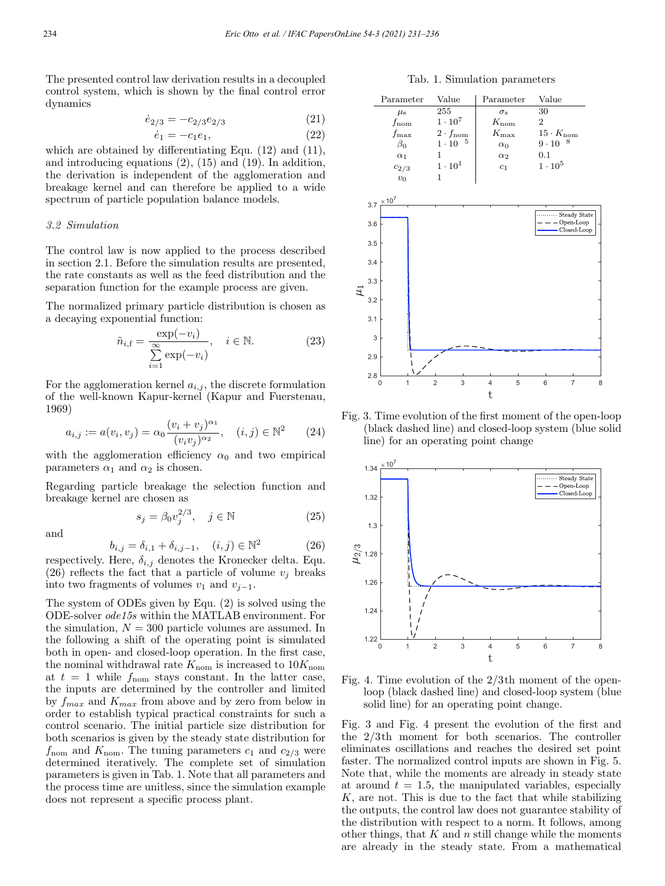The presented control law derivation results in a decoupled control system, which is shown by the final control error dynamics

$$\dot{e}_{2/3} = -c_{2/3} e_{2/3} \tag{21}$$

$$\dot{e}_1 = -c_1 e_1, \tag{22}$$

which are obtained by differentiating Equ. (12) and (11), and introducing equations (2), (15) and (19). In addition, the derivation is independent of the agglomeration and breakage kernel and can therefore be applied to a wide spectrum of particle population balance models.

### 3.2 Simulation

The control law is now applied to the process described in section 2.1. Before the simulation results are presented, the rate constants as well as the feed distribution and the separation function for the example process are given.

The normalized primary particle distribution is chosen as a decaying exponential function:

$$\tilde{n}_{i,\mathrm{f}} = \frac{\exp(-v_i)}{\sum\limits_{i=1}^{\infty} \exp(-v_i)}, \quad i \in \mathbb{N}. \tag{23}$$

For the agglomeration kernel $a_{i,j}$, the discrete formulation of the well-known Kapur-kernel (Kapur and Fuerstenau, 1969)

$$a_{i,j} := a(v_i, v_j) = \alpha_0 \frac{(v_i + v_j)^{\alpha_1}}{(v_i v_j)^{\alpha_2}}, \quad (i,j) \in \mathbb{N}^2 \tag{24}$$

with the agglomeration efficiency $\alpha_0$ and two empirical parameters $\alpha_1$ and $\alpha_2$ is chosen.

Regarding particle breakage the selection function and breakage kernel are chosen as

$$s_j = \beta_0 v_j^{2/3}, \quad j \in \mathbb{N} \tag{25}$$

and

$$b_{i,j} = \delta_{i,1} + \delta_{i,j-1}, \quad (i,j) \in \mathbb{N}^2 \tag{26}$$

respectively. Here, $\delta_{i,j}$ denotes the Kronecker delta. Equ. (26) reflects the fact that a particle of volume $v_j$ breaks into two fragments of volumes $v_1$ and $v_{j-1}$.

The system of ODEs given by Equ. (2) is solved using the ODE-solver *ode15s* within the MATLAB environment. For the simulation, $N = 300$ particle volumes are assumed. In the following a shift of the operating point is simulated both in open- and closed-loop operation. In the first case, the nominal withdrawal rate $K_{\mathrm{nom}}$ is increased to $10K_{\mathrm{nom}}$ at $t = 1$ while $f_{\mathrm{nom}}$ stays constant. In the latter case, the inputs are determined by the controller and limited by $f_{max}$ and $K_{max}$ from above and by zero from below in order to establish typical practical constraints for such a control scenario. The initial particle size distribution for both scenarios is given by the steady state distribution for $f_{\mathrm{nom}}$ and $K_{\mathrm{nom}}$. The tuning parameters $c_1$ and $c_{2/3}$ were determined iteratively. The complete set of simulation parameters is given in Tab. 1. Note that all parameters and the process time are unitless, since the simulation example does not represent a specific process plant.

Tab. 1. Simulation parameters

| Parameter | Value | Parameter | Value |
|---|---|---|---|
| $\mu_{\mathrm{s}}$ | 255 | $\sigma_{\mathrm{s}}$ | 30 |
| $f_{\mathrm{nom}}$ | $1 \cdot 10^7$ | $K_{\mathrm{nom}}$ | 2 |
| $f_{\mathrm{max}}$ | $2 \cdot f_{\mathrm{nom}}$ | $K_{\mathrm{max}}$ | $15 \cdot K_{\mathrm{nom}}$ |
| $\beta_0$ | $1 \cdot 10^{5}$ | $\alpha_0$ | $9 \cdot 10^{8}$ |
| $\alpha_1$ | 1 | $\alpha_2$ | 0.1 |
| $c_{2/3}$ | $1 \cdot 10^1$ | $c_1$ | $1 \cdot 10^5$ |
| $v_0$ | 1 | | |

Fig. 3. Time evolution of the first moment of the open-loop (black dashed line) and closed-loop system (blue solid line) for an operating point change

Fig. 4. Time evolution of the 2/3th moment of the open-loop (black dashed line) and closed-loop system (blue solid line) for an operating point change.

Fig. 3 and Fig. 4 present the evolution of the first and the 2/3th moment for both scenarios. The controller eliminates oscillations and reaches the desired set point faster. The normalized control inputs are shown in Fig. 5. Note that, while the moments are already in steady state at around $t = 1.5$, the manipulated variables, especially $K$, are not. This is due to the fact that while stabilizing the outputs, the control law does not guarantee stability of the distribution with respect to a norm. It follows, among other things, that $K$ and $n$ still change while the moments are already in the steady state. From a mathematical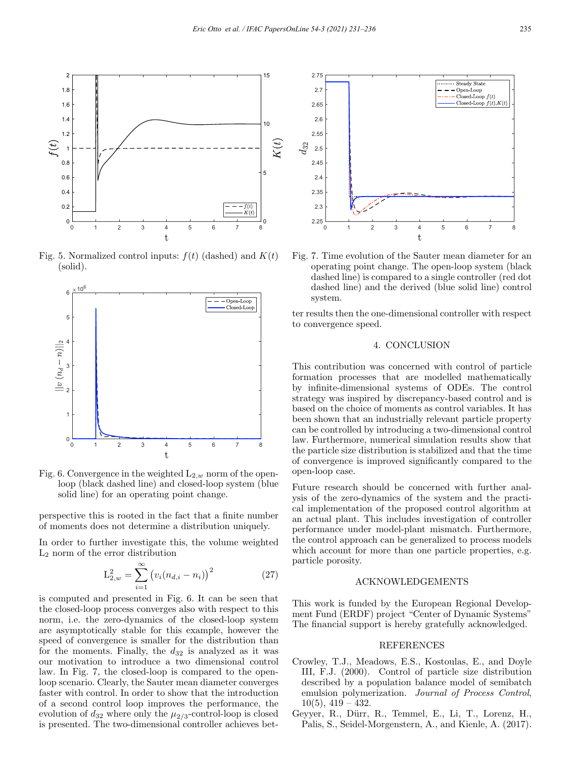Fig. 5. Normalized control inputs: $f(t)$ (dashed) and $K(t)$ (solid).

Fig. 6. Convergence in the weighted $L_{2,w}$ norm of the open-loop (black dashed line) and closed-loop system (blue solid line) for an operating point change.

perspective this is rooted in the fact that a finite number of moments does not determine a distribution uniquely.

In order to further investigate this, the volume weighted $L_2$ norm of the error distribution

$$L_{2,w}^2 = \sum_{i=1}^{\infty} \left( v_i (n_{d,i} - n_i) \right)^2 \tag{27}$$

is computed and presented in Fig. 6. It can be seen that the closed-loop process converges also with respect to this norm, i.e. the zero-dynamics of the closed-loop system are asymptotically stable for this example, however the speed of convergence is smaller for the distribution than for the moments. Finally, the $d_{32}$ is analyzed as it was our motivation to introduce a two dimensional control law. In Fig. 7, the closed-loop is compared to the open-loop scenario. Clearly, the Sauter mean diameter converges faster with control. In order to show that the introduction of a second control loop improves the performance, the evolution of $d_{32}$ where only the $\mu_{2/3}$-control-loop is closed is presented. The two-dimensional controller achieves better results then the one-dimensional controller with respect to convergence speed.

Fig. 7. Time evolution of the Sauter mean diameter for an operating point change. The open-loop system (black dashed line) is compared to a single controller (red dot dashed line) and the derived (blue solid line) control system.

## 4. CONCLUSION

This contribution was concerned with control of particle formation processes that are modelled mathematically by infinite-dimensional systems of ODEs. The control strategy was inspired by discrepancy-based control and is based on the choice of moments as control variables. It has been shown that an industrially relevant particle property can be controlled by introducing a two-dimensional control law. Furthermore, numerical simulation results show that the particle size distribution is stabilized and that the time of convergence is improved significantly compared to the open-loop case.

Future research should be concerned with further analysis of the zero-dynamics of the system and the practical implementation of the proposed control algorithm at an actual plant. This includes investigation of controller performance under model-plant mismatch. Furthermore, the control approach can be generalized to process models which account for more than one particle properties, e.g. particle porosity.

## ACKNOWLEDGEMENTS

This work is funded by the European Regional Development Fund (ERDF) project "Center of Dynamic Systems" The financial support is hereby gratefully acknowledged.

## REFERENCES

Crowley, T.J., Meadows, E.S., Kostoulas, E., and Doyle III, F.J. (2000). Control of particle size distribution described by a population balance model of semibatch emulsion polymerization. *Journal of Process Control*, 10(5), 419 – 432.

Geyyer, R., Dürr, R., Temmel, E., Li, T., Lorenz, H., Palis, S., Seidel-Morgenstern, A., and Kienle, A. (2017).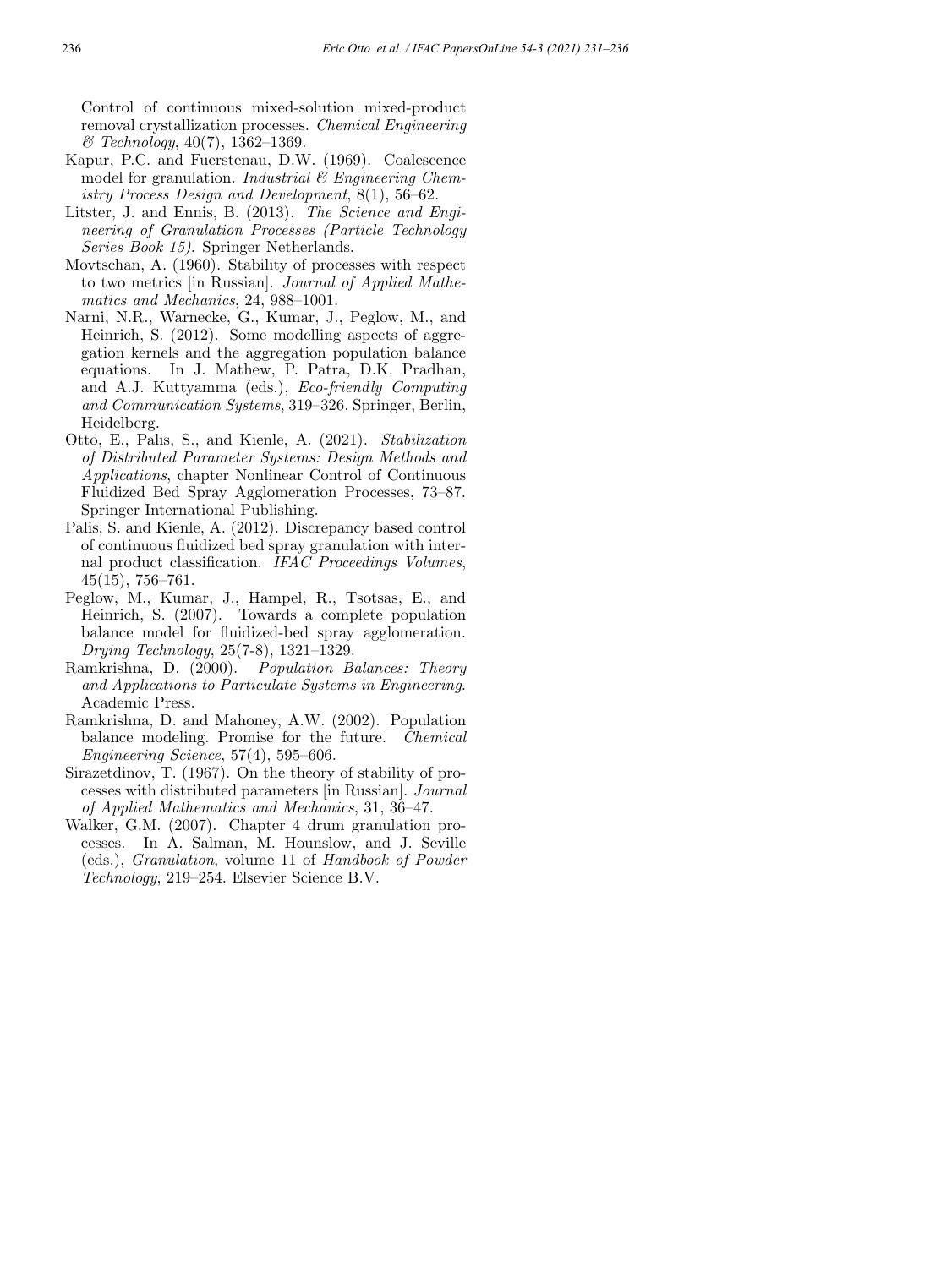Control of continuous mixed-solution mixed-product removal crystallization processes. *Chemical Engineering & Technology*, 40(7), 1362–1369.

Kapur, P.C. and Fuerstenau, D.W. (1969). Coalescence model for granulation. *Industrial & Engineering Chemistry Process Design and Development*, 8(1), 56–62.

Litster, J. and Ennis, B. (2013). *The Science and Engineering of Granulation Processes (Particle Technology Series Book 15)*. Springer Netherlands.

Movtschan, A. (1960). Stability of processes with respect to two metrics [in Russian]. *Journal of Applied Mathematics and Mechanics*, 24, 988–1001.

Narni, N.R., Warnecke, G., Kumar, J., Peglow, M., and Heinrich, S. (2012). Some modelling aspects of aggregation kernels and the aggregation population balance equations. In J. Mathew, P. Patra, D.K. Pradhan, and A.J. Kuttyamma (eds.), *Eco-friendly Computing and Communication Systems*, 319–326. Springer, Berlin, Heidelberg.

Otto, E., Palis, S., and Kienle, A. (2021). *Stabilization of Distributed Parameter Systems: Design Methods and Applications*, chapter Nonlinear Control of Continuous Fluidized Bed Spray Agglomeration Processes, 73–87. Springer International Publishing.

Palis, S. and Kienle, A. (2012). Discrepancy based control of continuous fluidized bed spray granulation with internal product classification. *IFAC Proceedings Volumes*, 45(15), 756–761.

Peglow, M., Kumar, J., Hampel, R., Tsotsas, E., and Heinrich, S. (2007). Towards a complete population balance model for fluidized-bed spray agglomeration. *Drying Technology*, 25(7-8), 1321–1329.

Ramkrishna, D. (2000). *Population Balances: Theory and Applications to Particulate Systems in Engineering*. Academic Press.

Ramkrishna, D. and Mahoney, A.W. (2002). Population balance modeling. Promise for the future. *Chemical Engineering Science*, 57(4), 595–606.

Sirazetdinov, T. (1967). On the theory of stability of processes with distributed parameters [in Russian]. *Journal of Applied Mathematics and Mechanics*, 31, 36–47.

Walker, G.M. (2007). Chapter 4 drum granulation processes. In A. Salman, M. Hounslow, and J. Seville (eds.), *Granulation*, volume 11 of *Handbook of Powder Technology*, 219–254. Elsevier Science B.V.